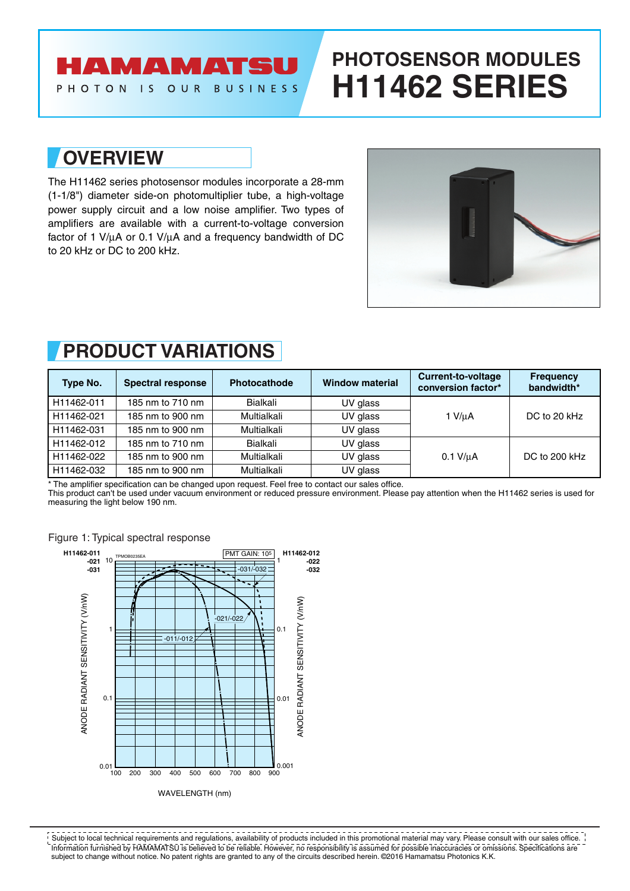# PHOTOSENSOR MODULES H11462 SERIES

## OVERVIEW

The H11462 series photosensor modules incorporate a 28-mm (1-1/8") diameter side-on photomultiplier tube, a high-voltage power supply circuit and a low noise amplifier. Two types of amplifiers are available with a current-to-voltage conversion factor of 1 V/μA or 0.1 V/μA and a frequency bandwidth of DC to 20 kHz or DC to 200 kHz.

## PRODUCT VARIATIONS

| Type No. | Spectral response | Photocathode | Window material | Current-to-voltage conversion factor* | Frequency bandwidth* |
|---|---|---|---|---|---|
| H11462-011 | 185 nm to 710 nm | Bialkali | UV glass | 1 V/μA | DC to 20 kHz |
| H11462-021 | 185 nm to 900 nm | Multialkali | UV glass | | |
| H11462-031 | 185 nm to 900 nm | Multialkali | UV glass | | |
| H11462-012 | 185 nm to 710 nm | Bialkali | UV glass | 0.1 V/μA | DC to 200 kHz |
| H11462-022 | 185 nm to 900 nm | Multialkali | UV glass | | |
| H11462-032 | 185 nm to 900 nm | Multialkali | UV glass | | |

\* The amplifier specification can be changed upon request. Feel free to contact our sales office.
This product can't be used under vacuum environment or reduced pressure environment. Please pay attention when the H11462 series is used for measuring the light below 190 nm.

Figure 1: Typical spectral response

Subject to local technical requirements and regulations, availability of products included in this promotional material may vary. Please consult with our sales office.
Information furnished by HAMAMATSU is believed to be reliable. However, no responsibility is assumed for possible inaccuracies or omissions. Specifications are subject to change without notice. No patent rights are granted to any of the circuits described herein. ©2016 Hamamatsu Photonics K.K.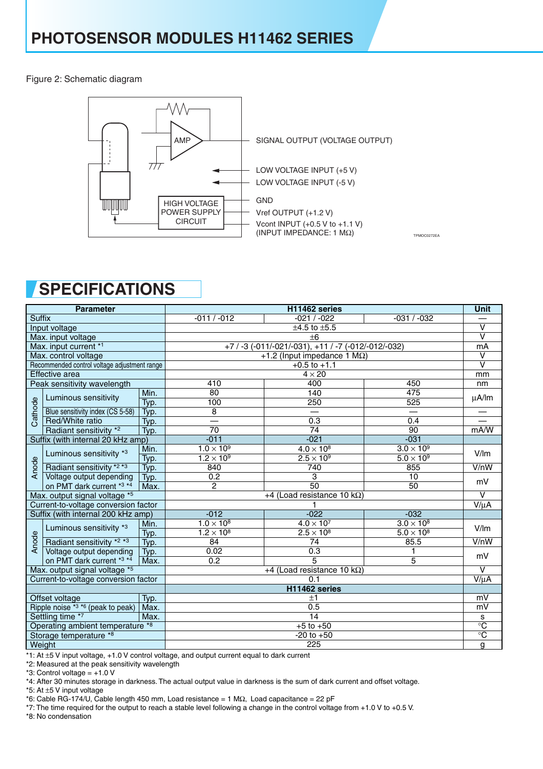# PHOTOSENSOR MODULES H11462 SERIES

Figure 2: Schematic diagram

AMP

HIGH VOLTAGE POWER SUPPLY CIRCUIT

SIGNAL OUTPUT (VOLTAGE OUTPUT)

LOW VOLTAGE INPUT (+5 V)

LOW VOLTAGE INPUT (-5 V)

GND

Vref OUTPUT (+1.2 V)

Vcont INPUT (+0.5 V to +1.1 V)
(INPUT IMPEDANCE: 1 MΩ)

TPMOC0272EA

## SPECIFICATIONS

| Parameter | | | H11462 series | | | Unit |
|---|---|---|---|---|---|---|
| Suffix | | | -011 / -012 | -021 / -022 | -031 / -032 | — |
| Input voltage | | | ±4.5 to ±5.5 | | | V |
| Max. input voltage | | | ±6 | | | V |
| Max. input current *1 | | | +7 / -3 (-011/-021/-031), +11 / -7 (-012/-012/-032) | | | mA |
| Max. control voltage | | | +1.2 (Input impedance 1 MΩ) | | | V |
| Recommended control voltage adjustment range | | | +0.5 to +1.1 | | | V |
| Effective area | | | 4 × 20 | | | mm |
| Peak sensitivity wavelength | | | 410 | 400 | 450 | nm |
| Cathode | Luminous sensitivity | Min. | 80 | 140 | 475 | µA/lm |
| | | Typ. | 100 | 250 | 525 | µA/lm |
| | Blue sensitivity index (CS 5-58) | Typ. | 8 | — | — | — |
| | Red/White ratio | Typ. | — | 0.3 | 0.4 | — |
| | Radiant sensitivity *2 | Typ. | 70 | 74 | 90 | mA/W |
| Suffix (with internal 20 kHz amp) | | | -011 | -021 | -031 | |
| Anode | Luminous sensitivity *3 | Min. | $1.0 \times 10^9$ | $4.0 \times 10^8$ | $3.0 \times 10^9$ | V/lm |
| | | Typ. | $1.2 \times 10^9$ | $2.5 \times 10^9$ | $5.0 \times 10^9$ | V/lm |
| | Radiant sensitivity *2 *3 | Typ. | 840 | 740 | 855 | V/nW |
| | Voltage output depending on PMT dark current *3 *4 | Typ. | 0.2 | 3 | 10 | mV |
| | | Max. | 2 | 50 | 50 | mV |
| Max. output signal voltage *5 | | | +4 (Load resistance 10 kΩ) | | | V |
| Current-to-voltage conversion factor | | | 1 | | | V/µA |
| Suffix (with internal 200 kHz amp) | | | -012 | -022 | -032 | |
| Anode | Luminous sensitivity *3 | Min. | $1.0 \times 10^8$ | $4.0 \times 10^7$ | $3.0 \times 10^8$ | V/lm |
| | | Typ. | $1.2 \times 10^8$ | $2.5 \times 10^8$ | $5.0 \times 10^8$ | V/lm |
| | Radiant sensitivity *2 *3 | Typ. | 84 | 74 | 85.5 | V/nW |
| | Voltage output depending on PMT dark current *3 *4 | Typ. | 0.02 | 0.3 | 1 | mV |
| | | Max. | 0.2 | 5 | 5 | mV |
| Max. output signal voltage *5 | | | +4 (Load resistance 10 kΩ) | | | V |
| Current-to-voltage conversion factor | | | 0.1 | | | V/µA |
| | | | H11462 series | | | |
| Offset voltage | | Typ. | ±1 | | | mV |
| Ripple noise *3 *6 (peak to peak) | | Max. | 0.5 | | | mV |
| Settling time *7 | | Max. | 14 | | | s |
| Operating ambient temperature *8 | | | +5 to +50 | | | °C |
| Storage temperature *8 | | | -20 to +50 | | | °C |
| Weight | | | 225 | | | g |

*1: At ±5 V input voltage, +1.0 V control voltage, and output current equal to dark current
*2: Measured at the peak sensitivity wavelength
*3: Control voltage = +1.0 V
*4: After 30 minutes storage in darkness. The actual output value in darkness is the sum of dark current and offset voltage.
*5: At ±5 V input voltage
*6: Cable RG-174/U, Cable length 450 mm, Load resistance = 1 MΩ, Load capacitance = 22 pF
*7: The time required for the output to reach a stable level following a change in the control voltage from +1.0 V to +0.5 V.
*8: No condensation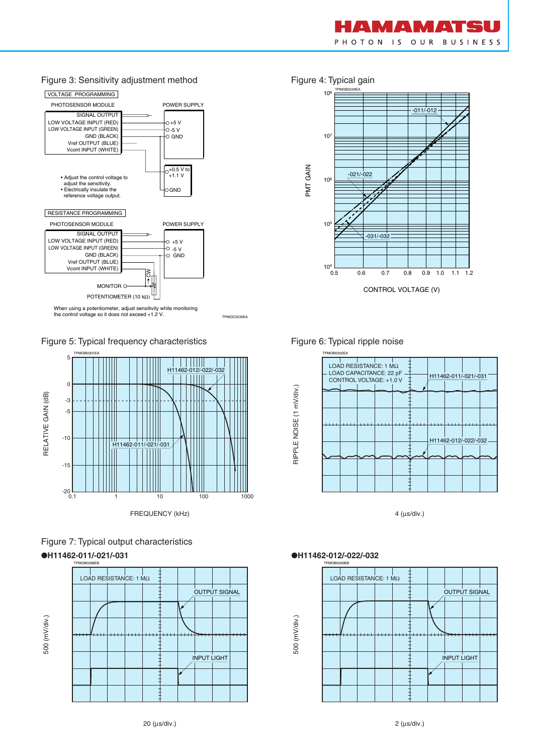## Figure 3: Sensitivity adjustment method

VOLTAGE PROGRAMMING

PHOTOSENSOR MODULE

POWER SUPPLY

SIGNAL OUTPUT
LOW VOLTAGE INPUT (RED)
LOW VOLTAGE INPUT (GREEN)
GND (BLACK)
Vref OUTPUT (BLUE)
Vcont INPUT (WHITE)

+5 V
-5 V
GND

+0.5 V to +1.1 V
GND

- Adjust the control voltage to adjust the sensitivity.
- Electrically insulate the reference voltage output.

RESISTANCE PROGRAMMING

PHOTOSENSOR MODULE

POWER SUPPLY

SIGNAL OUTPUT
LOW VOLTAGE INPUT (RED)
LOW VOLTAGE INPUT (GREEN)
GND (BLACK)
Vref OUTPUT (BLUE)
Vcont INPUT (WHITE)

+5 V
-5 V
GND

CW

MONITOR

POTENTIOMETER (10 kΩ)

When using a potentiometer, adjust sensitivity while monitoring the control voltage so it does not exceed +1.2 V.

TPMOC0239EA

## Figure 4: Typical gain

TPMOB0239EA

PMT GAIN: $10^4$, $10^5$, $10^6$, $10^7$, $10^8$

-011/-012
-021/-022
-031/-032

CONTROL VOLTAGE (V): 0.5, 0.6, 0.7, 0.8, 0.9, 1.0, 1.1, 1.2

## Figure 5: Typical frequency characteristics

TPMOB0301EA

RELATIVE GAIN (dB): 5, 0, -3, -5, -10, -15, -20

H11462-012/-022/-032
H11462-011/-021/-031

FREQUENCY (kHz): 0.1, 1, 10, 100, 1000

## Figure 6: Typical ripple noise

TPMOB0302EA

LOAD RESISTANCE: 1 MΩ
LOAD CAPACITANCE: 22 pF
CONTROL VOLTAGE: +1.0 V

H11462-011/-021/-031
H11462-012/-022/-032

RIPPLE NOISE (1 mV/div.)

4 (µs/div.)

## Figure 7: Typical output characteristics

**●H11462-011/-021/-031**

TPMOB0268EB

LOAD RESISTANCE: 1 MΩ

OUTPUT SIGNAL
INPUT LIGHT

500 (mV/div.)

20 (µs/div.)

**●H11462-012/-022/-032**

TPMOB0269EB

LOAD RESISTANCE: 1 MΩ

OUTPUT SIGNAL
INPUT LIGHT

500 (mV/div.)

2 (µs/div.)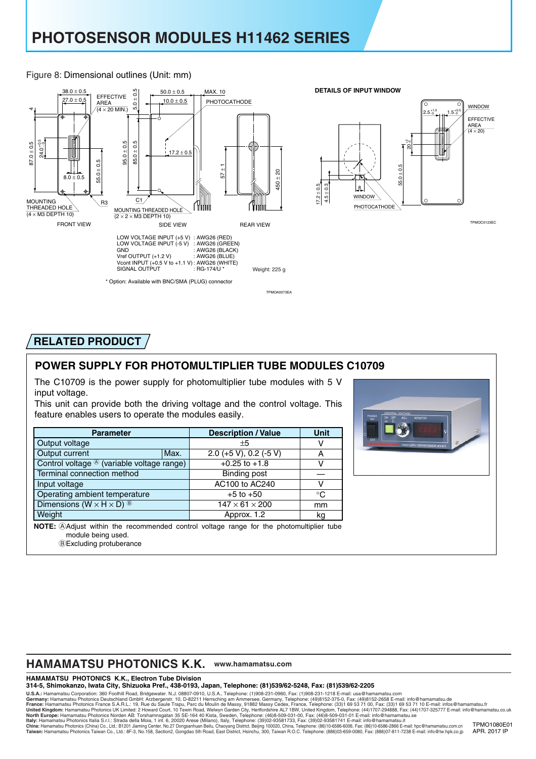# PHOTOSENSOR MODULES H11462 SERIES

Figure 8: Dimensional outlines (Unit: mm)

38.0 ± 0.5
27.0 ± 0.5
EFFECTIVE AREA
(4 × 20 MIN.)
4
87.0 ± 0.5
24.0 +0.5 -0
8.0 ± 0.5
55.0 ± 0.5
MOUNTING THREADED HOLE
(4 × M3 DEPTH 10)
R3
FRONT VIEW

5.0 ± 0.5
50.0 ± 0.5
10.0 ± 0.5
MAX. 10
PHOTOCATHODE
95.0 ± 0.5
85.0 ± 0.5
17.2 ± 0.5
57 ± 1
C1
MOUNTING THREADED HOLE
(2 × 2 × M3 DEPTH 10)
SIDE VIEW

450 ± 20
REAR VIEW

LOW VOLTAGE INPUT (+5 V) : AWG26 (RED)
LOW VOLTAGE INPUT (-5 V) : AWG26 (GREEN)
GND : AWG26 (BLACK)
Vref OUTPUT (+1.2 V) : AWG26 (BLUE)
Vcont INPUT (+0.5 V to +1.1 V) : AWG26 (WHITE)
SIGNAL OUTPUT : RG-174/U *

Weight: 225 g

\* Option: Available with BNC/SMA (PLUG) connector

TPMOA0073EA

DETAILS OF INPUT WINDOW

2.5 +1.0 -0
1.5 +0.5 -0
WINDOW
EFFECTIVE AREA
(4 × 20)
20 +2 -0
55.0 ± 0.5
17.2 ± 0.5
4.5 ± 0.3
8
WINDOW
PHOTOCATHODE

TPMOC0123EC

## RELATED PRODUCT

### POWER SUPPLY FOR PHOTOMULTIPLIER TUBE MODULES C10709

The C10709 is the power supply for photomultiplier tube modules with 5 V input voltage.
This unit can provide both the driving voltage and the control voltage. This feature enables users to operate the modules easily.

| Parameter | | Description / Value | Unit |
|---|---|---|---|
| Output voltage | | ±5 | V |
| Output current | Max. | 2.0 (+5 V), 0.2 (-5 V) | A |
| Control voltage Ⓐ (variable voltage range) | | +0.25 to +1.8 | V |
| Terminal connection method | | Binding post | — |
| Input voltage | | AC100 to AC240 | V |
| Operating ambient temperature | | +5 to +50 | °C |
| Dimensions (W × H × D) Ⓑ | | 147 × 61 × 200 | mm |
| Weight | | Approx. 1.2 | kg |

**NOTE:** ⒶAdjust within the recommended control voltage range for the photomultiplier tube module being used.
ⒷExcluding protuberance

## HAMAMATSU PHOTONICS K.K. www.hamamatsu.com

**HAMAMATSU PHOTONICS K.K., Electron Tube Division**
**314-5, Shimokanzo, Iwata City, Shizuoka Pref., 438-0193, Japan, Telephone: (81)539/62-5248, Fax: (81)539/62-2205**

**U.S.A.:** Hamamatsu Corporation: 360 Foothill Road, Bridgewater. N.J. 08807-0910, U.S.A., Telephone: (1)908-231-0960, Fax: (1)908-231-1218 E-mail: usa@hamamatsu.com
**Germany:** Hamamatsu Photonics Deutschland GmbH: Arzbergerstr. 10, D-82211 Herrsching am Ammersee, Germany, Telephone: (49)8152-375-0, Fax: (49)8152-2658 E-mail: info@hamamatsu.de
**France:** Hamamatsu Photonics France S.A.R.L.: 19, Rue du Saule Trapu, Parc du Moulin de Massy, 91882 Massy Cedex, France, Telephone: (33)1 69 53 71 00, Fax: (33)1 69 53 71 10 E-mail: infos@hamamatsu.fr
**United Kingdom:** Hamamatsu Photonics UK Limited: 2 Howard Court, 10 Tewin Road, Welwyn Garden City, Hertfordshire AL7 1BW, United Kingdom, Telephone: (44)1707-294888, Fax: (44)1707-325777 E-mail: info@hamamatsu.co.uk
**North Europe:** Hamamatsu Photonics Norden AB: Torshamnsgatan 35 SE-164 40 Kista, Sweden, Telephone: (46)8-509-031-00, Fax: (46)8-509-031-01 E-mail: info@hamamatsu.se
**Italy:** Hamamatsu Photonics Italia S.r.l.: Strada della Moia, 1 int. 6, 20020 Arese (Milano), Italy, Telephone: (39)02-93581733, Fax: (39)02-93581741 E-mail: info@hamamatsu.it
**China:** Hamamatsu Photonics (China) Co., Ltd.: B1201 Jiaming Center, No.27 Dongsanhuan Beilu, Chaoyang District, Beijing 100020, China, Telephone: (86)10-6586-6006, Fax: (86)10-6586-2866 E-mail: hpc@hamamatsu.com.cn
**Taiwan:** Hamamatsu Photonics Taiwan Co., Ltd.: 8F-3, No.158, Section2, Gongdao 5th Road, East District, Hsinchu, 300, Taiwan R.O.C. Telephone: (886)03-659-0080, Fax: (886)07-811-7238 E-mail: info@tw.hpk.co.jp

TPMO1080E01
APR. 2017 IP